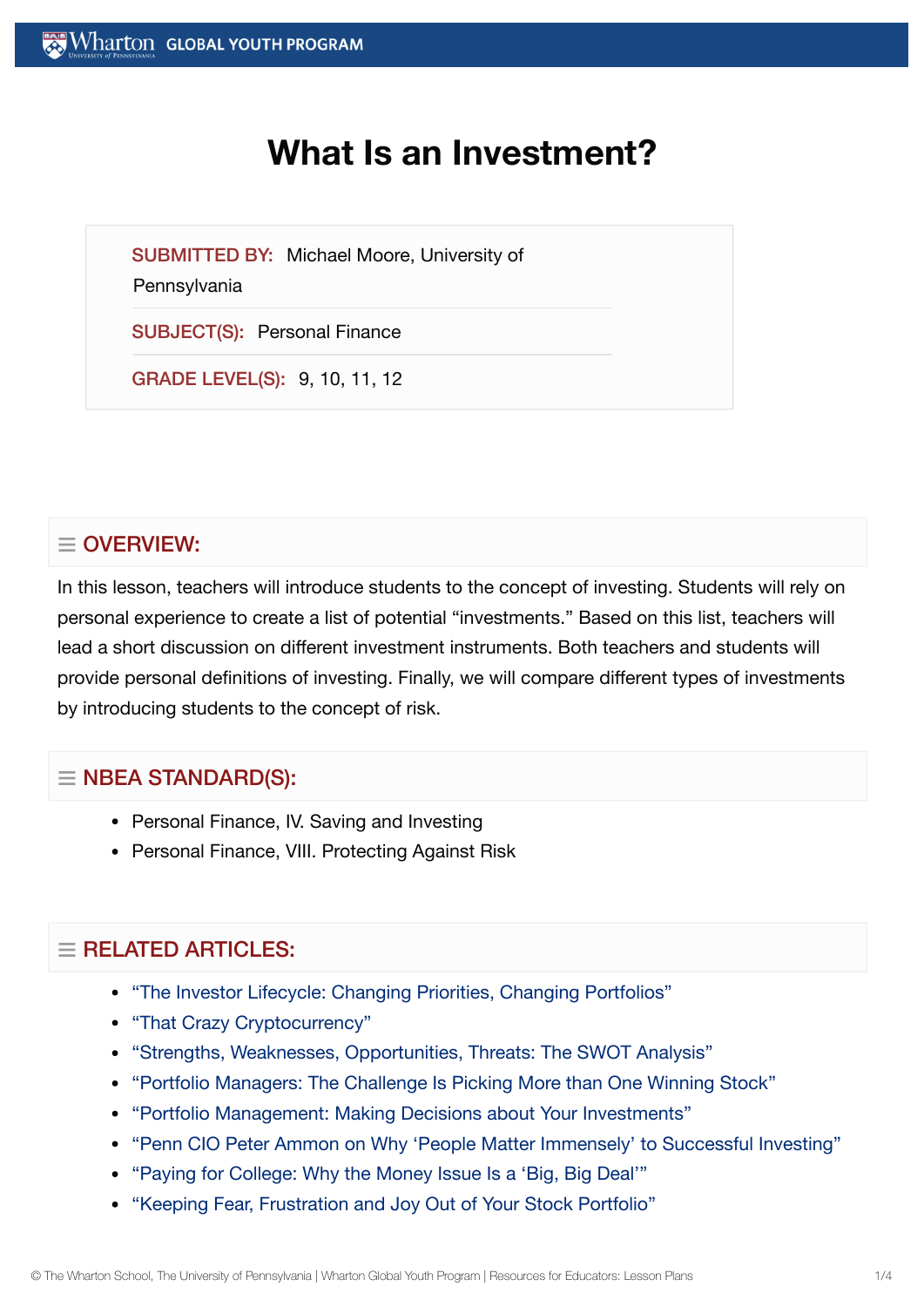# What Is an Investment?

**SUBMITTED BY:** Michael Moore, University of Pennsylvania

**SUBJECT(S):** Personal Finance

**GRADE LEVEL(S):** 9, 10, 11, 12

## OVERVIEW:

In this lesson, teachers will introduce students to the concept of investing. Students will rely on personal experience to create a list of potential "investments." Based on this list, teachers will lead a short discussion on different investment instruments. Both teachers and students will provide personal definitions of investing. Finally, we will compare different types of investments by introducing students to the concept of risk.

## NBEA STANDARD(S):

- Personal Finance, IV. Saving and Investing
- Personal Finance, VIII. Protecting Against Risk

## RELATED ARTICLES:

- "The Investor Lifecycle: Changing Priorities, Changing Portfolios"
- "That Crazy Cryptocurrency"
- "Strengths, Weaknesses, Opportunities, Threats: The SWOT Analysis"
- "Portfolio Managers: The Challenge Is Picking More than One Winning Stock"
- "Portfolio Management: Making Decisions about Your Investments"
- "Penn CIO Peter Ammon on Why 'People Matter Immensely' to Successful Investing"
- "Paying for College: Why the Money Issue Is a 'Big, Big Deal'"
- "Keeping Fear, Frustration and Joy Out of Your Stock Portfolio"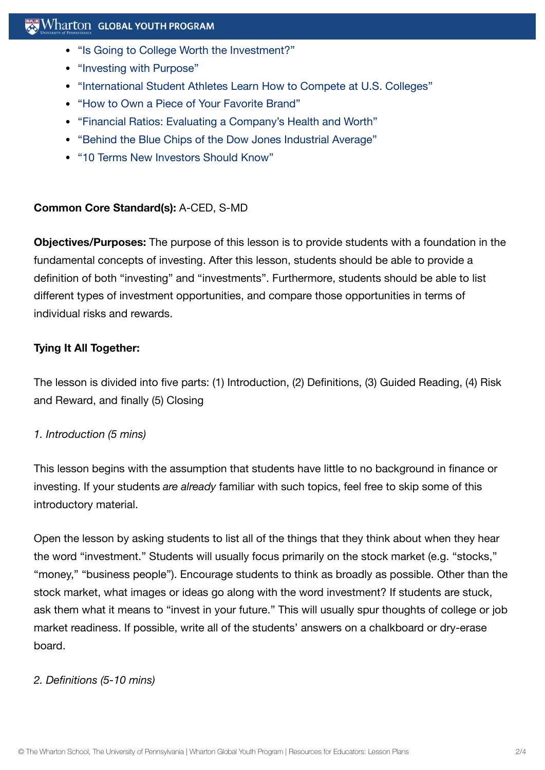- “Is Going to College Worth the Investment?”
- “Investing with Purpose”
- “International Student Athletes Learn How to Compete at U.S. Colleges”
- “How to Own a Piece of Your Favorite Brand”
- “Financial Ratios: Evaluating a Company’s Health and Worth”
- “Behind the Blue Chips of the Dow Jones Industrial Average”
- “10 Terms New Investors Should Know”

**Common Core Standard(s):** A-CED, S-MD

**Objectives/Purposes:** The purpose of this lesson is to provide students with a foundation in the fundamental concepts of investing. After this lesson, students should be able to provide a definition of both “investing” and “investments”. Furthermore, students should be able to list different types of investment opportunities, and compare those opportunities in terms of individual risks and rewards.

**Tying It All Together:**

The lesson is divided into five parts: (1) Introduction, (2) Definitions, (3) Guided Reading, (4) Risk and Reward, and finally (5) Closing

*1. Introduction (5 mins)*

This lesson begins with the assumption that students have little to no background in finance or investing. If your students *are already* familiar with such topics, feel free to skip some of this introductory material.

Open the lesson by asking students to list all of the things that they think about when they hear the word “investment.” Students will usually focus primarily on the stock market (e.g. “stocks,” “money,” “business people”). Encourage students to think as broadly as possible. Other than the stock market, what images or ideas go along with the word investment? If students are stuck, ask them what it means to “invest in your future.” This will usually spur thoughts of college or job market readiness. If possible, write all of the students’ answers on a chalkboard or dry-erase board.

*2. Definitions (5-10 mins)*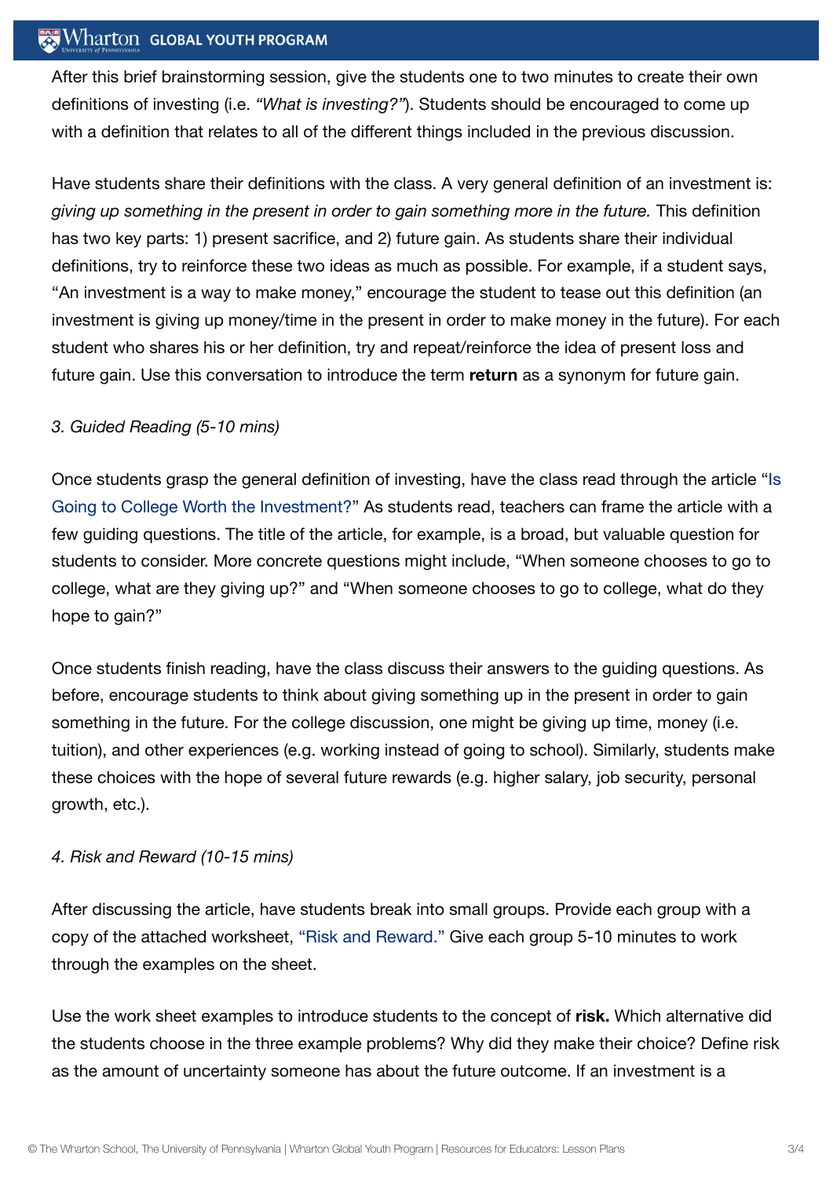After this brief brainstorming session, give the students one to two minutes to create their own definitions of investing (i.e. *"What is investing?"*). Students should be encouraged to come up with a definition that relates to all of the different things included in the previous discussion.

Have students share their definitions with the class. A very general definition of an investment is: *giving up something in the present in order to gain something more in the future.* This definition has two key parts: 1) present sacrifice, and 2) future gain. As students share their individual definitions, try to reinforce these two ideas as much as possible. For example, if a student says, "An investment is a way to make money," encourage the student to tease out this definition (an investment is giving up money/time in the present in order to make money in the future). For each student who shares his or her definition, try and repeat/reinforce the idea of present loss and future gain. Use this conversation to introduce the term **return** as a synonym for future gain.

*3. Guided Reading (5-10 mins)*

Once students grasp the general definition of investing, have the class read through the article "Is Going to College Worth the Investment?" As students read, teachers can frame the article with a few guiding questions. The title of the article, for example, is a broad, but valuable question for students to consider. More concrete questions might include, "When someone chooses to go to college, what are they giving up?" and "When someone chooses to go to college, what do they hope to gain?"

Once students finish reading, have the class discuss their answers to the guiding questions. As before, encourage students to think about giving something up in the present in order to gain something in the future. For the college discussion, one might be giving up time, money (i.e. tuition), and other experiences (e.g. working instead of going to school). Similarly, students make these choices with the hope of several future rewards (e.g. higher salary, job security, personal growth, etc.).

*4. Risk and Reward (10-15 mins)*

After discussing the article, have students break into small groups. Provide each group with a copy of the attached worksheet, "Risk and Reward." Give each group 5-10 minutes to work through the examples on the sheet.

Use the work sheet examples to introduce students to the concept of **risk.** Which alternative did the students choose in the three example problems? Why did they make their choice? Define risk as the amount of uncertainty someone has about the future outcome. If an investment is a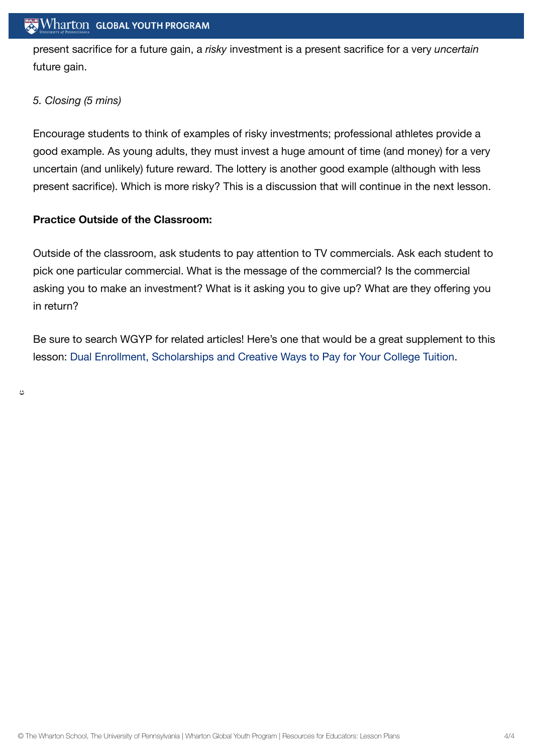present sacrifice for a future gain, a *risky* investment is a present sacrifice for a very *uncertain* future gain.

*5. Closing (5 mins)*

Encourage students to think of examples of risky investments; professional athletes provide a good example. As young adults, they must invest a huge amount of time (and money) for a very uncertain (and unlikely) future reward. The lottery is another good example (although with less present sacrifice). Which is more risky? This is a discussion that will continue in the next lesson.

**Practice Outside of the Classroom:**

Outside of the classroom, ask students to pay attention to TV commercials. Ask each student to pick one particular commercial. What is the message of the commercial? Is the commercial asking you to make an investment? What is it asking you to give up? What are they offering you in return?

Be sure to search WGYP for related articles! Here's one that would be a great supplement to this lesson: Dual Enrollment, Scholarships and Creative Ways to Pay for Your College Tuition.